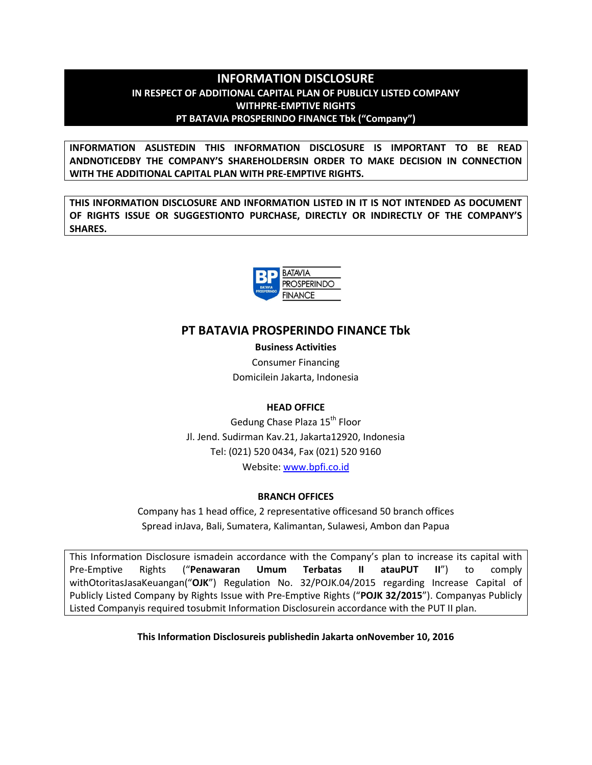# INFORMATION DISCLOSURE

## IN RESPECT OF ADDITIONAL CAPITAL PLAN OF PUBLICLY LISTED COMPANY WITHPRE-EMPTIVE RIGHTS

## PT BATAVIA PROSPERINDO FINANCE Tbk ("Company")

**INFORMATION ASLISTEDIN THIS INFORMATION DISCLOSURE IS IMPORTANT TO BE READ ANDNOTICEDBY THE COMPANY'S SHAREHOLDERSIN ORDER TO MAKE DECISION IN CONNECTION WITH THE ADDITIONAL CAPITAL PLAN WITH PRE-EMPTIVE RIGHTS.**

**THIS INFORMATION DISCLOSURE AND INFORMATION LISTED IN IT IS NOT INTENDED AS DOCUMENT OF RIGHTS ISSUE OR SUGGESTIONTO PURCHASE, DIRECTLY OR INDIRECTLY OF THE COMPANY'S SHARES.**

BP BATAVIA PROSPERINDO FINANCE

## PT BATAVIA PROSPERINDO FINANCE Tbk

**Business Activities**

Consumer Financing

Domicilein Jakarta, Indonesia

**HEAD OFFICE**

Gedung Chase Plaza 15th Floor

Jl. Jend. Sudirman Kav.21, Jakarta12920, Indonesia

Tel: (021) 520 0434, Fax (021) 520 9160

Website: www.bpfi.co.id

**BRANCH OFFICES**

Company has 1 head office, 2 representative officesand 50 branch offices

Spread inJava, Bali, Sumatera, Kalimantan, Sulawesi, Ambon dan Papua

This Information Disclosure ismadein accordance with the Company's plan to increase its capital with Pre-Emptive Rights ("**Penawaran Umum Terbatas II** atau**PUT II**") to comply withOtoritasJasaKeuangan("**OJK**") Regulation No. 32/POJK.04/2015 regarding Increase Capital of Publicly Listed Company by Rights Issue with Pre-Emptive Rights ("**POJK 32/2015**"). Companyas Publicly Listed Companyis required tosubmit Information Disclosurein accordance with the PUT II plan.

**This Information Disclosureis publishedin Jakarta onNovember 10, 2016**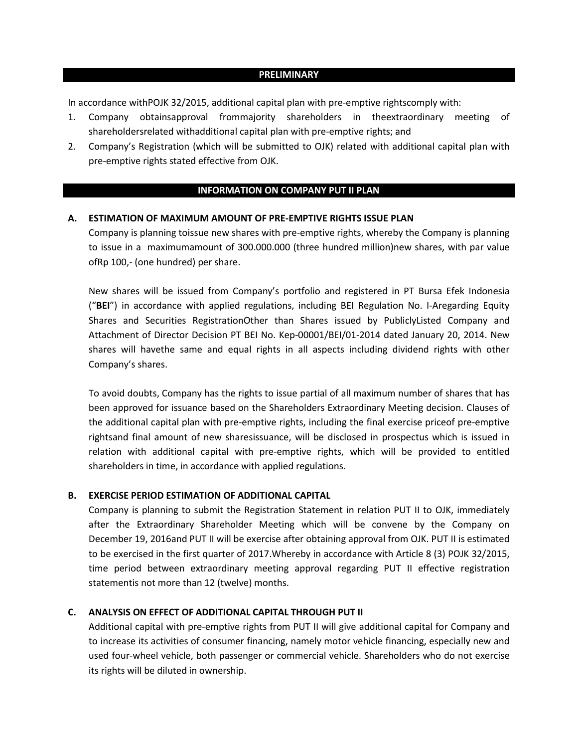## PRELIMINARY

In accordance withPOJK 32/2015, additional capital plan with pre-emptive rightscomply with:

1. Company obtainsapproval frommajority shareholders in theextraordinary meeting of shareholdersrelated withadditional capital plan with pre-emptive rights; and
2. Company's Registration (which will be submitted to OJK) related with additional capital plan with pre-emptive rights stated effective from OJK.

## INFORMATION ON COMPANY PUT II PLAN

### A. ESTIMATION OF MAXIMUM AMOUNT OF PRE-EMPTIVE RIGHTS ISSUE PLAN

Company is planning toissue new shares with pre-emptive rights, whereby the Company is planning to issue in a maximumamount of 300.000.000 (three hundred million)new shares, with par value ofRp 100,- (one hundred) per share.

New shares will be issued from Company's portfolio and registered in PT Bursa Efek Indonesia ("**BEI**") in accordance with applied regulations, including BEI Regulation No. I-Aregarding Equity Shares and Securities RegistrationOther than Shares issued by PubliclyListed Company and Attachment of Director Decision PT BEI No. Kep-00001/BEI/01-2014 dated January 20, 2014. New shares will havethe same and equal rights in all aspects including dividend rights with other Company's shares.

To avoid doubts, Company has the rights to issue partial of all maximum number of shares that has been approved for issuance based on the Shareholders Extraordinary Meeting decision. Clauses of the additional capital plan with pre-emptive rights, including the final exercise priceof pre-emptive rightsand final amount of new sharesissuance, will be disclosed in prospectus which is issued in relation with additional capital with pre-emptive rights, which will be provided to entitled shareholders in time, in accordance with applied regulations.

### B. EXERCISE PERIOD ESTIMATION OF ADDITIONAL CAPITAL

Company is planning to submit the Registration Statement in relation PUT II to OJK, immediately after the Extraordinary Shareholder Meeting which will be convene by the Company on December 19, 2016and PUT II will be exercise after obtaining approval from OJK. PUT II is estimated to be exercised in the first quarter of 2017.Whereby in accordance with Article 8 (3) POJK 32/2015, time period between extraordinary meeting approval regarding PUT II effective registration statementis not more than 12 (twelve) months.

### C. ANALYSIS ON EFFECT OF ADDITIONAL CAPITAL THROUGH PUT II

Additional capital with pre-emptive rights from PUT II will give additional capital for Company and to increase its activities of consumer financing, namely motor vehicle financing, especially new and used four-wheel vehicle, both passenger or commercial vehicle. Shareholders who do not exercise its rights will be diluted in ownership.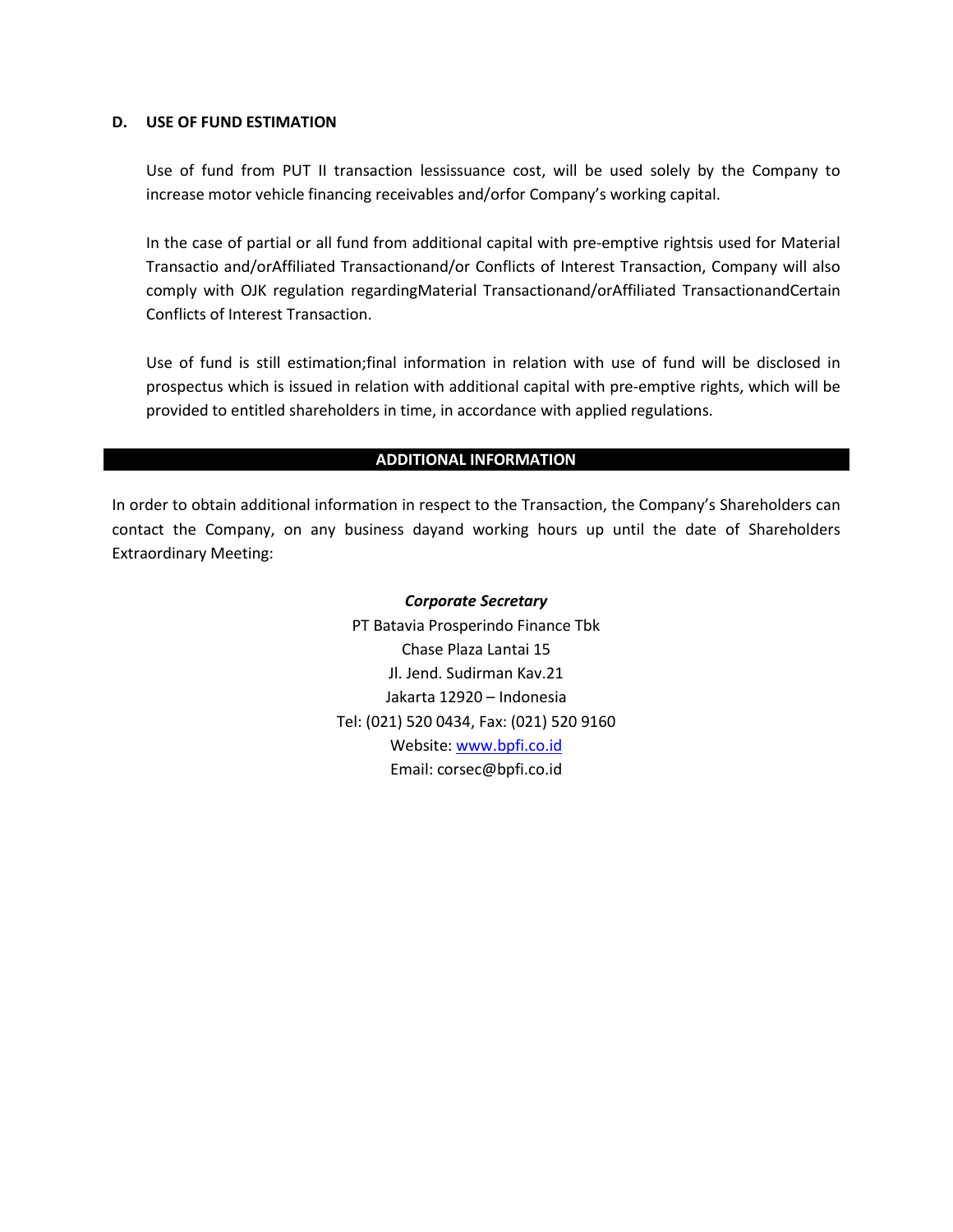### D. USE OF FUND ESTIMATION

Use of fund from PUT II transaction lessissuance cost, will be used solely by the Company to increase motor vehicle financing receivables and/orfor Company's working capital.

In the case of partial or all fund from additional capital with pre-emptive rightsis used for Material Transactio and/orAffiliated Transactionand/or Conflicts of Interest Transaction, Company will also comply with OJK regulation regardingMaterial Transactionand/orAffiliated TransactionandCertain Conflicts of Interest Transaction.

Use of fund is still estimation;final information in relation with use of fund will be disclosed in prospectus which is issued in relation with additional capital with pre-emptive rights, which will be provided to entitled shareholders in time, in accordance with applied regulations.

## ADDITIONAL INFORMATION

In order to obtain additional information in respect to the Transaction, the Company's Shareholders can contact the Company, on any business dayand working hours up until the date of Shareholders Extraordinary Meeting:

***Corporate Secretary***
PT Batavia Prosperindo Finance Tbk
Chase Plaza Lantai 15
Jl. Jend. Sudirman Kav.21
Jakarta 12920 – Indonesia
Tel: (021) 520 0434, Fax: (021) 520 9160
Website: www.bpfi.co.id
Email: corsec@bpfi.co.id